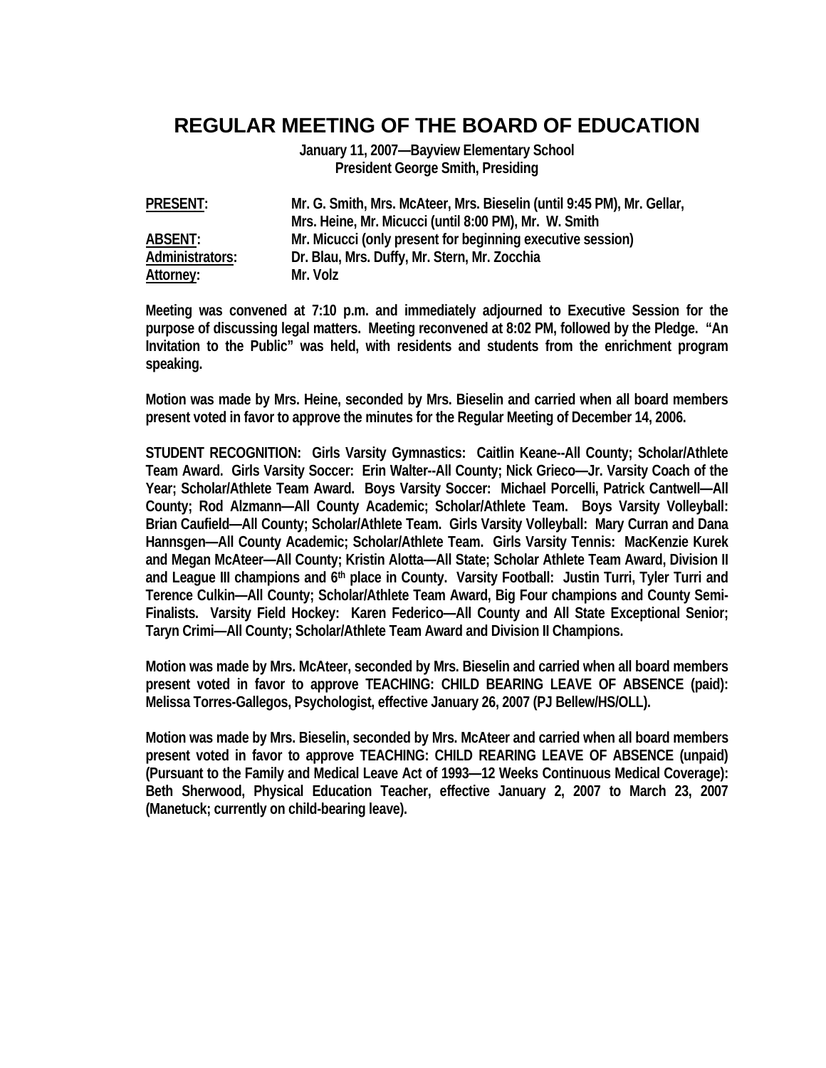# REGULAR MEETING OF THE BOARD OF EDUCATION

**January 11, 2007—Bayview Elementary School**
**President George Smith, Presiding**

| | |
|---|---|
| **PRESENT:** | **Mr. G. Smith, Mrs. McAteer, Mrs. Bieselin (until 9:45 PM), Mr. Gellar, Mrs. Heine, Mr. Micucci (until 8:00 PM), Mr. W. Smith** |
| **ABSENT:** | **Mr. Micucci (only present for beginning executive session)** |
| **Administrators:** | **Dr. Blau, Mrs. Duffy, Mr. Stern, Mr. Zocchia** |
| **Attorney:** | **Mr. Volz** |

**Meeting was convened at 7:10 p.m. and immediately adjourned to Executive Session for the purpose of discussing legal matters. Meeting reconvened at 8:02 PM, followed by the Pledge. "An Invitation to the Public" was held, with residents and students from the enrichment program speaking.**

**Motion was made by Mrs. Heine, seconded by Mrs. Bieselin and carried when all board members present voted in favor to approve the minutes for the Regular Meeting of December 14, 2006.**

**STUDENT RECOGNITION: Girls Varsity Gymnastics: Caitlin Keane--All County; Scholar/Athlete Team Award. Girls Varsity Soccer: Erin Walter--All County; Nick Grieco—Jr. Varsity Coach of the Year; Scholar/Athlete Team Award. Boys Varsity Soccer: Michael Porcelli, Patrick Cantwell—All County; Rod Alzmann—All County Academic; Scholar/Athlete Team. Boys Varsity Volleyball: Brian Caufield—All County; Scholar/Athlete Team. Girls Varsity Volleyball: Mary Curran and Dana Hannsgen—All County Academic; Scholar/Athlete Team. Girls Varsity Tennis: MacKenzie Kurek and Megan McAteer—All County; Kristin Alotta—All State; Scholar Athlete Team Award, Division II and League III champions and 6th place in County. Varsity Football: Justin Turri, Tyler Turri and Terence Culkin—All County; Scholar/Athlete Team Award, Big Four champions and County Semi-Finalists. Varsity Field Hockey: Karen Federico—All County and All State Exceptional Senior; Taryn Crimi—All County; Scholar/Athlete Team Award and Division II Champions.**

**Motion was made by Mrs. McAteer, seconded by Mrs. Bieselin and carried when all board members present voted in favor to approve TEACHING: CHILD BEARING LEAVE OF ABSENCE (paid): Melissa Torres-Gallegos, Psychologist, effective January 26, 2007 (PJ Bellew/HS/OLL).**

**Motion was made by Mrs. Bieselin, seconded by Mrs. McAteer and carried when all board members present voted in favor to approve TEACHING: CHILD REARING LEAVE OF ABSENCE (unpaid) (Pursuant to the Family and Medical Leave Act of 1993—12 Weeks Continuous Medical Coverage): Beth Sherwood, Physical Education Teacher, effective January 2, 2007 to March 23, 2007 (Manetuck; currently on child-bearing leave).**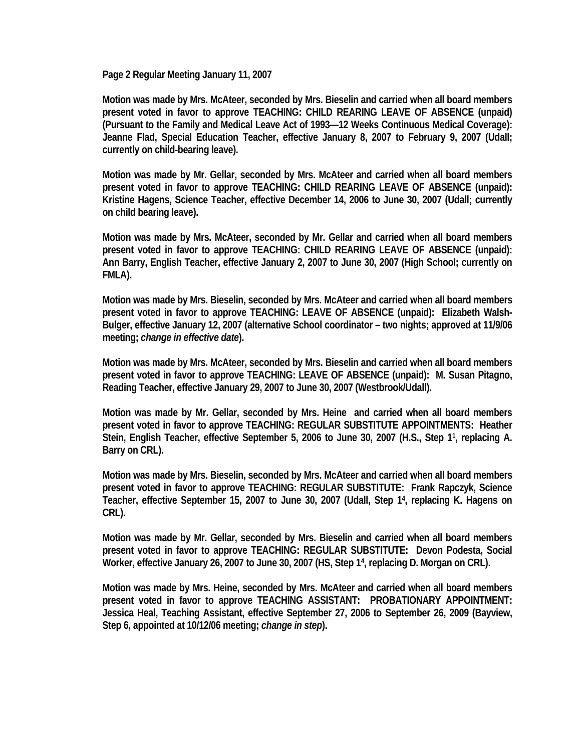**Page 2 Regular Meeting January 11, 2007**

**Motion was made by Mrs. McAteer, seconded by Mrs. Bieselin and carried when all board members present voted in favor to approve TEACHING: CHILD REARING LEAVE OF ABSENCE (unpaid) (Pursuant to the Family and Medical Leave Act of 1993—12 Weeks Continuous Medical Coverage): Jeanne Flad, Special Education Teacher, effective January 8, 2007 to February 9, 2007 (Udall; currently on child-bearing leave).**

**Motion was made by Mr. Gellar, seconded by Mrs. McAteer and carried when all board members present voted in favor to approve TEACHING: CHILD REARING LEAVE OF ABSENCE (unpaid): Kristine Hagens, Science Teacher, effective December 14, 2006 to June 30, 2007 (Udall; currently on child bearing leave).**

**Motion was made by Mrs. McAteer, seconded by Mr. Gellar and carried when all board members present voted in favor to approve TEACHING: CHILD REARING LEAVE OF ABSENCE (unpaid): Ann Barry, English Teacher, effective January 2, 2007 to June 30, 2007 (High School; currently on FMLA).**

**Motion was made by Mrs. Bieselin, seconded by Mrs. McAteer and carried when all board members present voted in favor to approve TEACHING: LEAVE OF ABSENCE (unpaid): Elizabeth Walsh-Bulger, effective January 12, 2007 (alternative School coordinator – two nights; approved at 11/9/06 meeting; *change in effective date*).**

**Motion was made by Mrs. McAteer, seconded by Mrs. Bieselin and carried when all board members present voted in favor to approve TEACHING: LEAVE OF ABSENCE (unpaid): M. Susan Pitagno, Reading Teacher, effective January 29, 2007 to June 30, 2007 (Westbrook/Udall).**

**Motion was made by Mr. Gellar, seconded by Mrs. Heine and carried when all board members present voted in favor to approve TEACHING: REGULAR SUBSTITUTE APPOINTMENTS: Heather Stein, English Teacher, effective September 5, 2006 to June 30, 2007 (H.S., Step 1[1], replacing A. Barry on CRL).**

**Motion was made by Mrs. Bieselin, seconded by Mrs. McAteer and carried when all board members present voted in favor to approve TEACHING: REGULAR SUBSTITUTE: Frank Rapczyk, Science Teacher, effective September 15, 2007 to June 30, 2007 (Udall, Step 1[4], replacing K. Hagens on CRL).**

**Motion was made by Mr. Gellar, seconded by Mrs. Bieselin and carried when all board members present voted in favor to approve TEACHING: REGULAR SUBSTITUTE: Devon Podesta, Social Worker, effective January 26, 2007 to June 30, 2007 (HS, Step 1[4], replacing D. Morgan on CRL).**

**Motion was made by Mrs. Heine, seconded by Mrs. McAteer and carried when all board members present voted in favor to approve TEACHING ASSISTANT: PROBATIONARY APPOINTMENT: Jessica Heal, Teaching Assistant, effective September 27, 2006 to September 26, 2009 (Bayview, Step 6, appointed at 10/12/06 meeting; *change in step*).**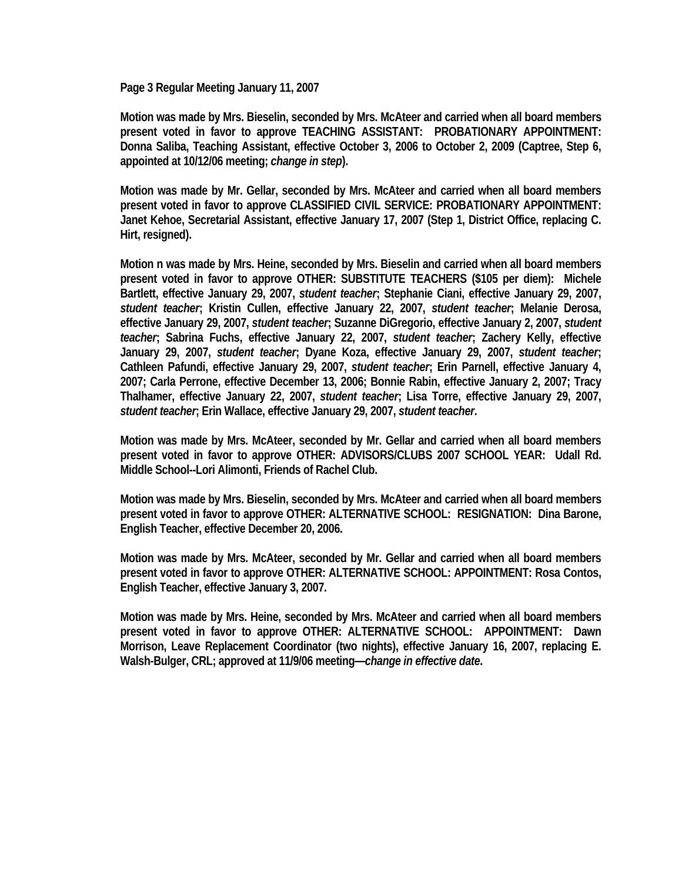**Page 3 Regular Meeting January 11, 2007**

**Motion was made by Mrs. Bieselin, seconded by Mrs. McAteer and carried when all board members present voted in favor to approve TEACHING ASSISTANT: PROBATIONARY APPOINTMENT: Donna Saliba, Teaching Assistant, effective October 3, 2006 to October 2, 2009 (Captree, Step 6, appointed at 10/12/06 meeting; *change in step*).**

**Motion was made by Mr. Gellar, seconded by Mrs. McAteer and carried when all board members present voted in favor to approve CLASSIFIED CIVIL SERVICE: PROBATIONARY APPOINTMENT: Janet Kehoe, Secretarial Assistant, effective January 17, 2007 (Step 1, District Office, replacing C. Hirt, resigned).**

**Motion n was made by Mrs. Heine, seconded by Mrs. Bieselin and carried when all board members present voted in favor to approve OTHER: SUBSTITUTE TEACHERS ($105 per diem): Michele Bartlett, effective January 29, 2007, *student teacher*; Stephanie Ciani, effective January 29, 2007, *student teacher*; Kristin Cullen, effective January 22, 2007, *student teacher*; Melanie Derosa, effective January 29, 2007, *student teacher*; Suzanne DiGregorio, effective January 2, 2007, *student teacher*; Sabrina Fuchs, effective January 22, 2007, *student teacher*; Zachery Kelly, effective January 29, 2007, *student teacher*; Dyane Koza, effective January 29, 2007, *student teacher*; Cathleen Pafundi, effective January 29, 2007, *student teacher*; Erin Parnell, effective January 4, 2007; Carla Perrone, effective December 13, 2006; Bonnie Rabin, effective January 2, 2007; Tracy Thalhamer, effective January 22, 2007, *student teacher*; Lisa Torre, effective January 29, 2007, *student teacher*; Erin Wallace, effective January 29, 2007, *student teacher*.**

**Motion was made by Mrs. McAteer, seconded by Mr. Gellar and carried when all board members present voted in favor to approve OTHER: ADVISORS/CLUBS 2007 SCHOOL YEAR: Udall Rd. Middle School--Lori Alimonti, Friends of Rachel Club.**

**Motion was made by Mrs. Bieselin, seconded by Mrs. McAteer and carried when all board members present voted in favor to approve OTHER: ALTERNATIVE SCHOOL: RESIGNATION: Dina Barone, English Teacher, effective December 20, 2006.**

**Motion was made by Mrs. McAteer, seconded by Mr. Gellar and carried when all board members present voted in favor to approve OTHER: ALTERNATIVE SCHOOL: APPOINTMENT: Rosa Contos, English Teacher, effective January 3, 2007.**

**Motion was made by Mrs. Heine, seconded by Mrs. McAteer and carried when all board members present voted in favor to approve OTHER: ALTERNATIVE SCHOOL: APPOINTMENT: Dawn Morrison, Leave Replacement Coordinator (two nights), effective January 16, 2007, replacing E. Walsh-Bulger, CRL; approved at 11/9/06 meeting—*change in effective date*.**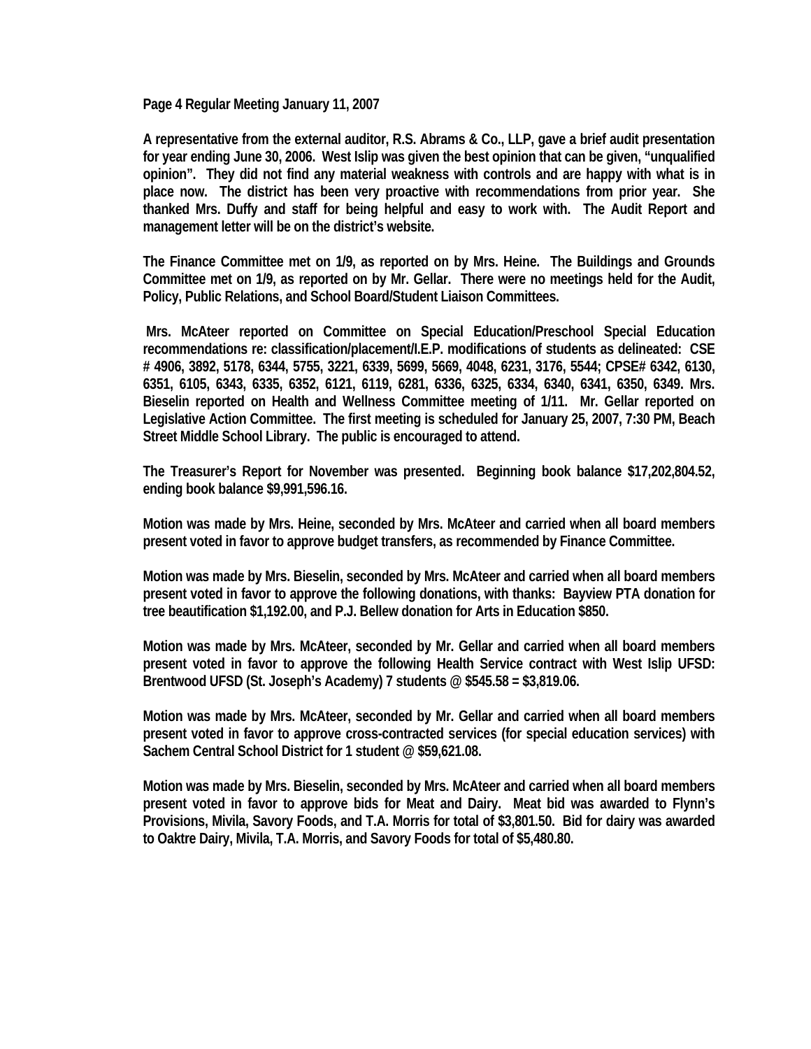**Page 4 Regular Meeting January 11, 2007**

**A representative from the external auditor, R.S. Abrams & Co., LLP, gave a brief audit presentation for year ending June 30, 2006. West Islip was given the best opinion that can be given, "unqualified opinion". They did not find any material weakness with controls and are happy with what is in place now. The district has been very proactive with recommendations from prior year. She thanked Mrs. Duffy and staff for being helpful and easy to work with. The Audit Report and management letter will be on the district's website.**

**The Finance Committee met on 1/9, as reported on by Mrs. Heine. The Buildings and Grounds Committee met on 1/9, as reported on by Mr. Gellar. There were no meetings held for the Audit, Policy, Public Relations, and School Board/Student Liaison Committees.**

**Mrs. McAteer reported on Committee on Special Education/Preschool Special Education recommendations re: classification/placement/I.E.P. modifications of students as delineated: CSE # 4906, 3892, 5178, 6344, 5755, 3221, 6339, 5699, 5669, 4048, 6231, 3176, 5544; CPSE# 6342, 6130, 6351, 6105, 6343, 6335, 6352, 6121, 6119, 6281, 6336, 6325, 6334, 6340, 6341, 6350, 6349. Mrs. Bieselin reported on Health and Wellness Committee meeting of 1/11. Mr. Gellar reported on Legislative Action Committee. The first meeting is scheduled for January 25, 2007, 7:30 PM, Beach Street Middle School Library. The public is encouraged to attend.**

**The Treasurer's Report for November was presented. Beginning book balance $17,202,804.52, ending book balance $9,991,596.16.**

**Motion was made by Mrs. Heine, seconded by Mrs. McAteer and carried when all board members present voted in favor to approve budget transfers, as recommended by Finance Committee.**

**Motion was made by Mrs. Bieselin, seconded by Mrs. McAteer and carried when all board members present voted in favor to approve the following donations, with thanks: Bayview PTA donation for tree beautification $1,192.00, and P.J. Bellew donation for Arts in Education $850.**

**Motion was made by Mrs. McAteer, seconded by Mr. Gellar and carried when all board members present voted in favor to approve the following Health Service contract with West Islip UFSD: Brentwood UFSD (St. Joseph's Academy) 7 students @ $545.58 = $3,819.06.**

**Motion was made by Mrs. McAteer, seconded by Mr. Gellar and carried when all board members present voted in favor to approve cross-contracted services (for special education services) with Sachem Central School District for 1 student @ $59,621.08.**

**Motion was made by Mrs. Bieselin, seconded by Mrs. McAteer and carried when all board members present voted in favor to approve bids for Meat and Dairy. Meat bid was awarded to Flynn's Provisions, Mivila, Savory Foods, and T.A. Morris for total of $3,801.50. Bid for dairy was awarded to Oaktre Dairy, Mivila, T.A. Morris, and Savory Foods for total of $5,480.80.**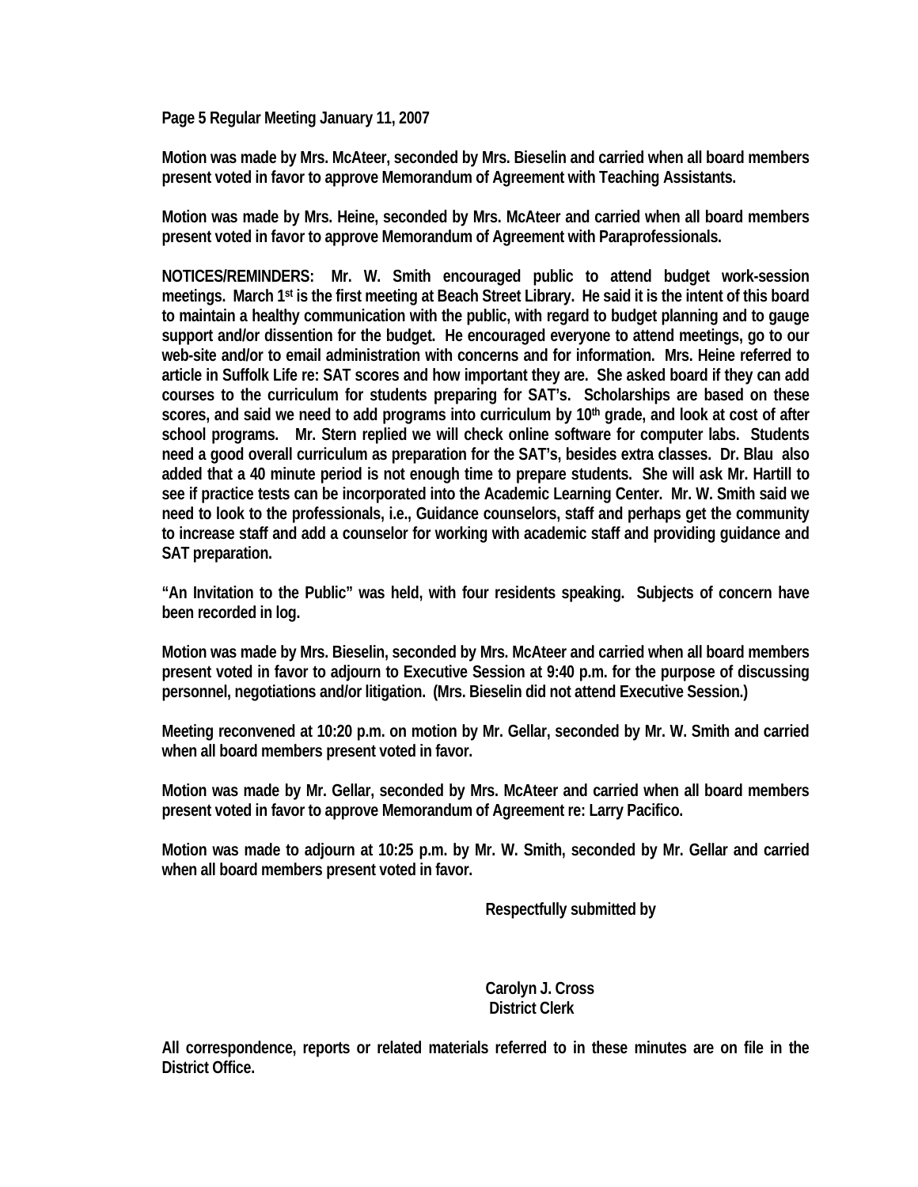Page 5 Regular Meeting January 11, 2007

Motion was made by Mrs. McAteer, seconded by Mrs. Bieselin and carried when all board members present voted in favor to approve Memorandum of Agreement with Teaching Assistants.

Motion was made by Mrs. Heine, seconded by Mrs. McAteer and carried when all board members present voted in favor to approve Memorandum of Agreement with Paraprofessionals.

NOTICES/REMINDERS: Mr. W. Smith encouraged public to attend budget work-session meetings. March 1st is the first meeting at Beach Street Library. He said it is the intent of this board to maintain a healthy communication with the public, with regard to budget planning and to gauge support and/or dissention for the budget. He encouraged everyone to attend meetings, go to our web-site and/or to email administration with concerns and for information. Mrs. Heine referred to article in Suffolk Life re: SAT scores and how important they are. She asked board if they can add courses to the curriculum for students preparing for SAT's. Scholarships are based on these scores, and said we need to add programs into curriculum by 10th grade, and look at cost of after school programs. Mr. Stern replied we will check online software for computer labs. Students need a good overall curriculum as preparation for the SAT's, besides extra classes. Dr. Blau also added that a 40 minute period is not enough time to prepare students. She will ask Mr. Hartill to see if practice tests can be incorporated into the Academic Learning Center. Mr. W. Smith said we need to look to the professionals, i.e., Guidance counselors, staff and perhaps get the community to increase staff and add a counselor for working with academic staff and providing guidance and SAT preparation.

"An Invitation to the Public" was held, with four residents speaking. Subjects of concern have been recorded in log.

Motion was made by Mrs. Bieselin, seconded by Mrs. McAteer and carried when all board members present voted in favor to adjourn to Executive Session at 9:40 p.m. for the purpose of discussing personnel, negotiations and/or litigation. (Mrs. Bieselin did not attend Executive Session.)

Meeting reconvened at 10:20 p.m. on motion by Mr. Gellar, seconded by Mr. W. Smith and carried when all board members present voted in favor.

Motion was made by Mr. Gellar, seconded by Mrs. McAteer and carried when all board members present voted in favor to approve Memorandum of Agreement re: Larry Pacifico.

Motion was made to adjourn at 10:25 p.m. by Mr. W. Smith, seconded by Mr. Gellar and carried when all board members present voted in favor.

Respectfully submitted by

Carolyn J. Cross
District Clerk

All correspondence, reports or related materials referred to in these minutes are on file in the District Office.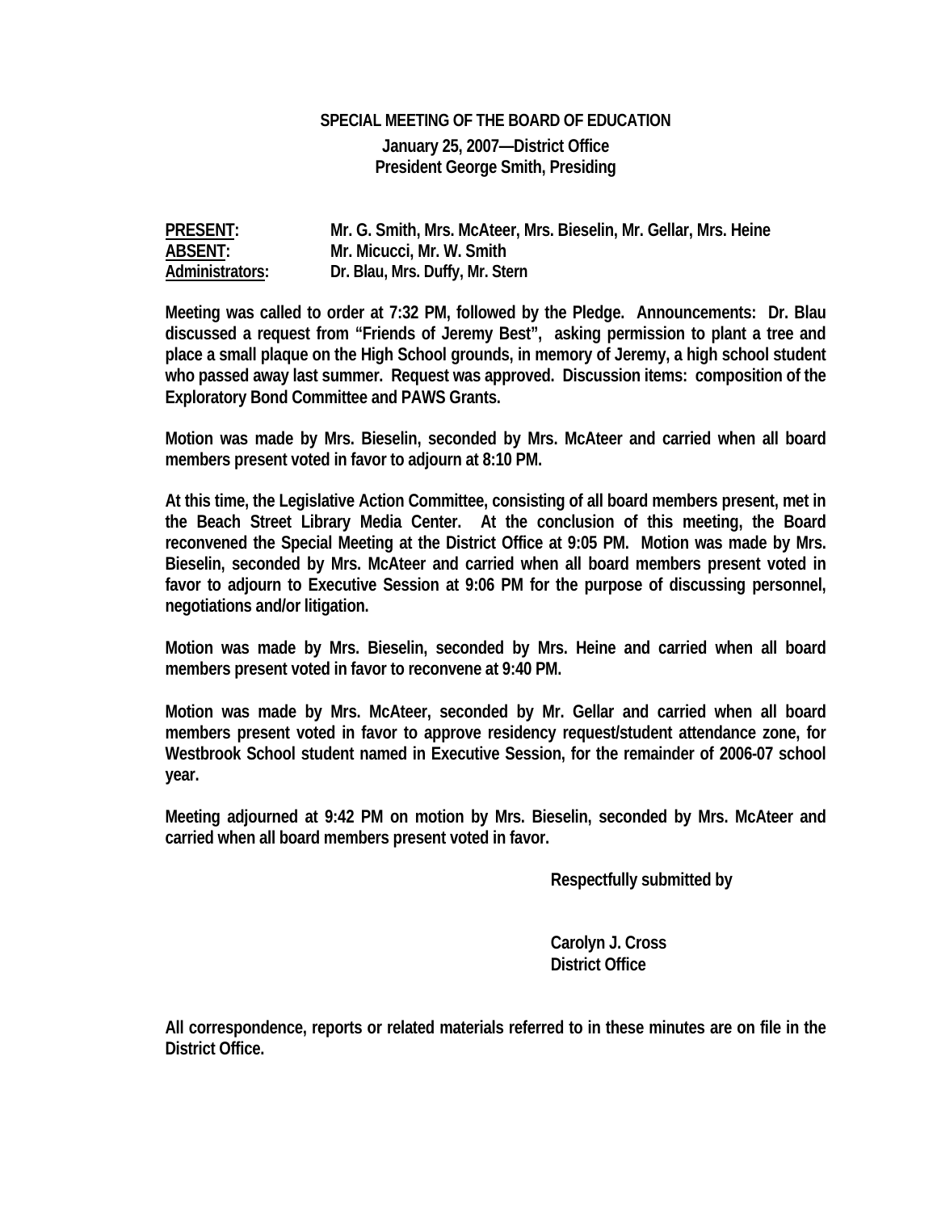**SPECIAL MEETING OF THE BOARD OF EDUCATION**

**January 25, 2007—District Office**
**President George Smith, Presiding**

| | |
|---|---|
| **PRESENT:** | **Mr. G. Smith, Mrs. McAteer, Mrs. Bieselin, Mr. Gellar, Mrs. Heine** |
| **ABSENT:** | **Mr. Micucci, Mr. W. Smith** |
| **Administrators:** | **Dr. Blau, Mrs. Duffy, Mr. Stern** |

**Meeting was called to order at 7:32 PM, followed by the Pledge. Announcements: Dr. Blau discussed a request from "Friends of Jeremy Best", asking permission to plant a tree and place a small plaque on the High School grounds, in memory of Jeremy, a high school student who passed away last summer. Request was approved. Discussion items: composition of the Exploratory Bond Committee and PAWS Grants.**

**Motion was made by Mrs. Bieselin, seconded by Mrs. McAteer and carried when all board members present voted in favor to adjourn at 8:10 PM.**

**At this time, the Legislative Action Committee, consisting of all board members present, met in the Beach Street Library Media Center. At the conclusion of this meeting, the Board reconvened the Special Meeting at the District Office at 9:05 PM. Motion was made by Mrs. Bieselin, seconded by Mrs. McAteer and carried when all board members present voted in favor to adjourn to Executive Session at 9:06 PM for the purpose of discussing personnel, negotiations and/or litigation.**

**Motion was made by Mrs. Bieselin, seconded by Mrs. Heine and carried when all board members present voted in favor to reconvene at 9:40 PM.**

**Motion was made by Mrs. McAteer, seconded by Mr. Gellar and carried when all board members present voted in favor to approve residency request/student attendance zone, for Westbrook School student named in Executive Session, for the remainder of 2006-07 school year.**

**Meeting adjourned at 9:42 PM on motion by Mrs. Bieselin, seconded by Mrs. McAteer and carried when all board members present voted in favor.**

**Respectfully submitted by**

**Carolyn J. Cross**
**District Office**

**All correspondence, reports or related materials referred to in these minutes are on file in the District Office.**